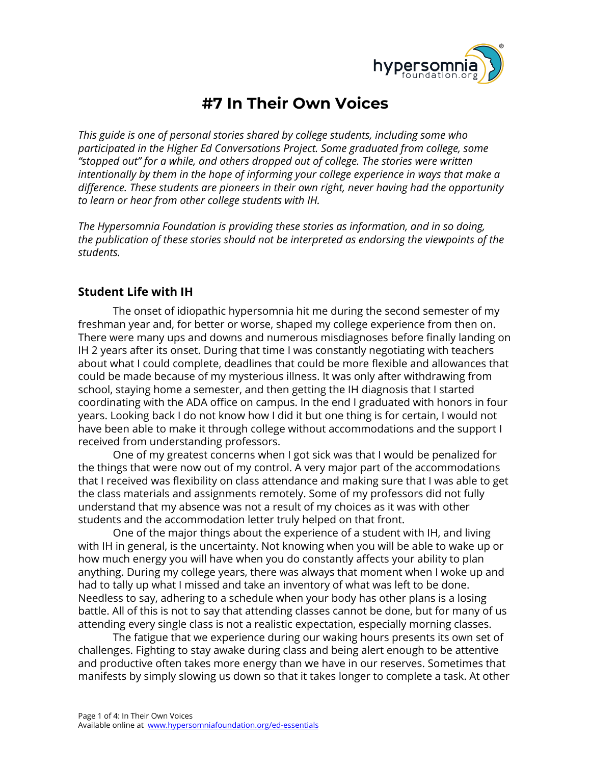# #7 In Their Own Voices

*This guide is one of personal stories shared by college students, including some who participated in the Higher Ed Conversations Project. Some graduated from college, some "stopped out" for a while, and others dropped out of college. The stories were written intentionally by them in the hope of informing your college experience in ways that make a difference. These students are pioneers in their own right, never having had the opportunity to learn or hear from other college students with IH.*

*The Hypersomnia Foundation is providing these stories as information, and in so doing, the publication of these stories should not be interpreted as endorsing the viewpoints of the students.*

## Student Life with IH

The onset of idiopathic hypersomnia hit me during the second semester of my freshman year and, for better or worse, shaped my college experience from then on. There were many ups and downs and numerous misdiagnoses before finally landing on IH 2 years after its onset. During that time I was constantly negotiating with teachers about what I could complete, deadlines that could be more flexible and allowances that could be made because of my mysterious illness. It was only after withdrawing from school, staying home a semester, and then getting the IH diagnosis that I started coordinating with the ADA office on campus. In the end I graduated with honors in four years. Looking back I do not know how I did it but one thing is for certain, I would not have been able to make it through college without accommodations and the support I received from understanding professors.

One of my greatest concerns when I got sick was that I would be penalized for the things that were now out of my control. A very major part of the accommodations that I received was flexibility on class attendance and making sure that I was able to get the class materials and assignments remotely. Some of my professors did not fully understand that my absence was not a result of my choices as it was with other students and the accommodation letter truly helped on that front.

One of the major things about the experience of a student with IH, and living with IH in general, is the uncertainty. Not knowing when you will be able to wake up or how much energy you will have when you do constantly affects your ability to plan anything. During my college years, there was always that moment when I woke up and had to tally up what I missed and take an inventory of what was left to be done. Needless to say, adhering to a schedule when your body has other plans is a losing battle. All of this is not to say that attending classes cannot be done, but for many of us attending every single class is not a realistic expectation, especially morning classes.

The fatigue that we experience during our waking hours presents its own set of challenges. Fighting to stay awake during class and being alert enough to be attentive and productive often takes more energy than we have in our reserves. Sometimes that manifests by simply slowing us down so that it takes longer to complete a task. At other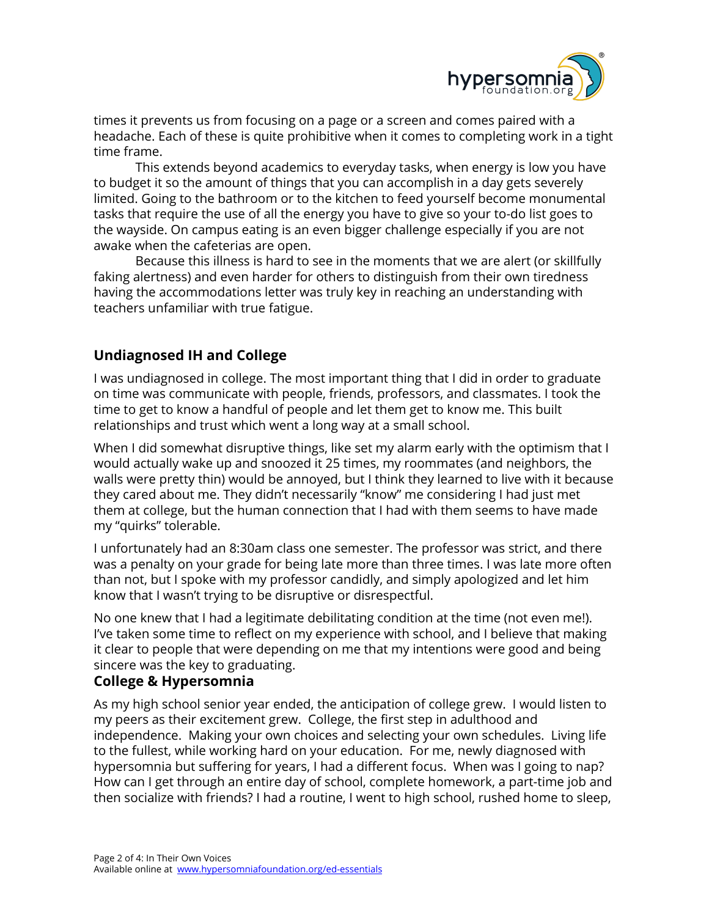times it prevents us from focusing on a page or a screen and comes paired with a headache. Each of these is quite prohibitive when it comes to completing work in a tight time frame.

This extends beyond academics to everyday tasks, when energy is low you have to budget it so the amount of things that you can accomplish in a day gets severely limited. Going to the bathroom or to the kitchen to feed yourself become monumental tasks that require the use of all the energy you have to give so your to-do list goes to the wayside. On campus eating is an even bigger challenge especially if you are not awake when the cafeterias are open.

Because this illness is hard to see in the moments that we are alert (or skillfully faking alertness) and even harder for others to distinguish from their own tiredness having the accommodations letter was truly key in reaching an understanding with teachers unfamiliar with true fatigue.

## Undiagnosed IH and College

I was undiagnosed in college. The most important thing that I did in order to graduate on time was communicate with people, friends, professors, and classmates. I took the time to get to know a handful of people and let them get to know me. This built relationships and trust which went a long way at a small school.

When I did somewhat disruptive things, like set my alarm early with the optimism that I would actually wake up and snoozed it 25 times, my roommates (and neighbors, the walls were pretty thin) would be annoyed, but I think they learned to live with it because they cared about me. They didn't necessarily "know" me considering I had just met them at college, but the human connection that I had with them seems to have made my "quirks" tolerable.

I unfortunately had an 8:30am class one semester. The professor was strict, and there was a penalty on your grade for being late more than three times. I was late more often than not, but I spoke with my professor candidly, and simply apologized and let him know that I wasn't trying to be disruptive or disrespectful.

No one knew that I had a legitimate debilitating condition at the time (not even me!). I've taken some time to reflect on my experience with school, and I believe that making it clear to people that were depending on me that my intentions were good and being sincere was the key to graduating.

## College & Hypersomnia

As my high school senior year ended, the anticipation of college grew. I would listen to my peers as their excitement grew. College, the first step in adulthood and independence. Making your own choices and selecting your own schedules. Living life to the fullest, while working hard on your education. For me, newly diagnosed with hypersomnia but suffering for years, I had a different focus. When was I going to nap? How can I get through an entire day of school, complete homework, a part-time job and then socialize with friends? I had a routine, I went to high school, rushed home to sleep,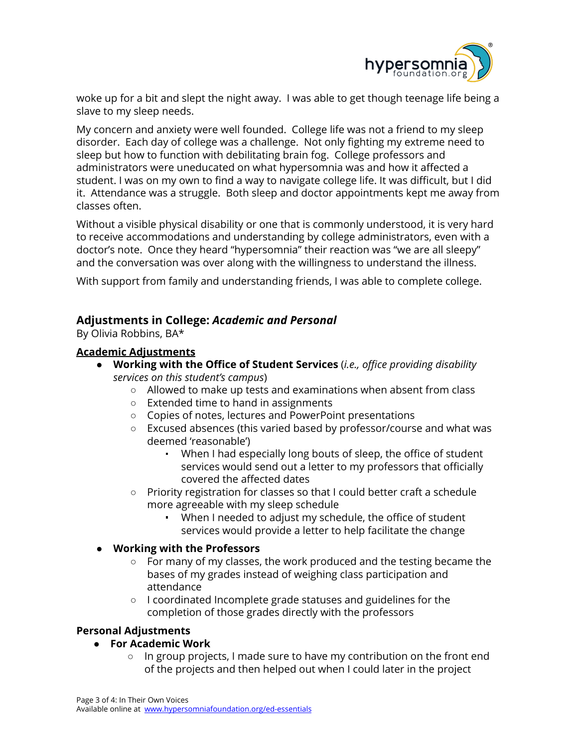woke up for a bit and slept the night away. I was able to get though teenage life being a slave to my sleep needs.

My concern and anxiety were well founded. College life was not a friend to my sleep disorder. Each day of college was a challenge. Not only fighting my extreme need to sleep but how to function with debilitating brain fog. College professors and administrators were uneducated on what hypersomnia was and how it affected a student. I was on my own to find a way to navigate college life. It was difficult, but I did it. Attendance was a struggle. Both sleep and doctor appointments kept me away from classes often.

Without a visible physical disability or one that is commonly understood, it is very hard to receive accommodations and understanding by college administrators, even with a doctor's note. Once they heard "hypersomnia" their reaction was "we are all sleepy" and the conversation was over along with the willingness to understand the illness.

With support from family and understanding friends, I was able to complete college.

## Adjustments in College: *Academic and Personal*

By Olivia Robbins, BA*

### Academic Adjustments

- **Working with the Office of Student Services** (*i.e., office providing disability services on this student's campus*)
  - Allowed to make up tests and examinations when absent from class
  - Extended time to hand in assignments
  - Copies of notes, lectures and PowerPoint presentations
  - Excused absences (this varied based by professor/course and what was deemed 'reasonable')
    - When I had especially long bouts of sleep, the office of student services would send out a letter to my professors that officially covered the affected dates
  - Priority registration for classes so that I could better craft a schedule more agreeable with my sleep schedule
    - When I needed to adjust my schedule, the office of student services would provide a letter to help facilitate the change
- **Working with the Professors**
  - For many of my classes, the work produced and the testing became the bases of my grades instead of weighing class participation and attendance
  - I coordinated Incomplete grade statuses and guidelines for the completion of those grades directly with the professors

### Personal Adjustments

- **For Academic Work**
  - In group projects, I made sure to have my contribution on the front end of the projects and then helped out when I could later in the project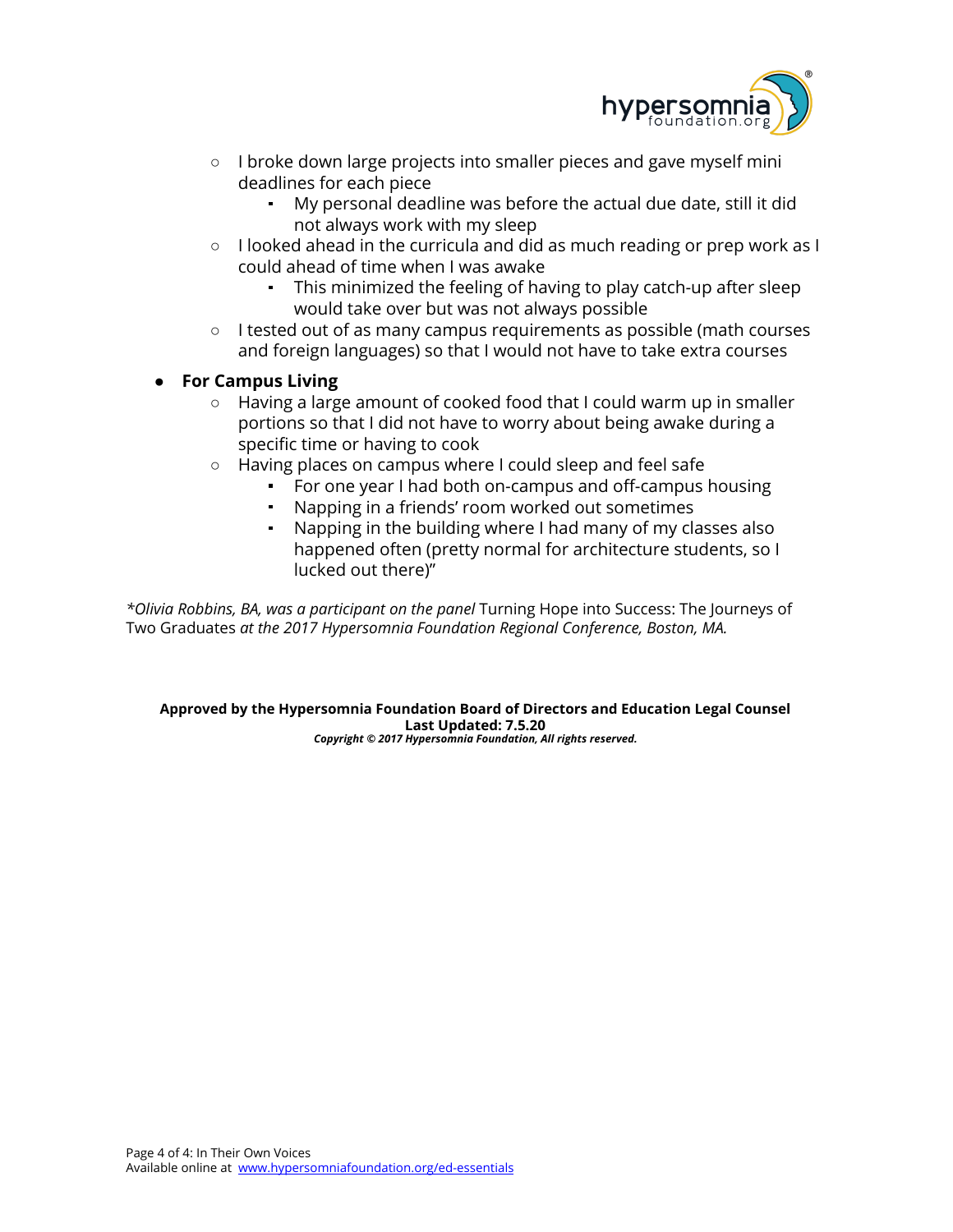- I broke down large projects into smaller pieces and gave myself mini deadlines for each piece
  - My personal deadline was before the actual due date, still it did not always work with my sleep
- I looked ahead in the curricula and did as much reading or prep work as I could ahead of time when I was awake
  - This minimized the feeling of having to play catch-up after sleep would take over but was not always possible
- I tested out of as many campus requirements as possible (math courses and foreign languages) so that I would not have to take extra courses

- **For Campus Living**
  - Having a large amount of cooked food that I could warm up in smaller portions so that I did not have to worry about being awake during a specific time or having to cook
  - Having places on campus where I could sleep and feel safe
    - For one year I had both on-campus and off-campus housing
    - Napping in a friends' room worked out sometimes
    - Napping in the building where I had many of my classes also happened often (pretty normal for architecture students, so I lucked out there)"

**Olivia Robbins, BA, was a participant on the panel* Turning Hope into Success: The Journeys of Two Graduates *at the 2017 Hypersomnia Foundation Regional Conference, Boston, MA.*

**Approved by the Hypersomnia Foundation Board of Directors and Education Legal Counsel**
**Last Updated: 7.5.20**
***Copyright © 2017 Hypersomnia Foundation, All rights reserved.***

Available online at [www.hypersomniafoundation.org/ed-essentials](www.hypersomniafoundation.org/ed-essentials)